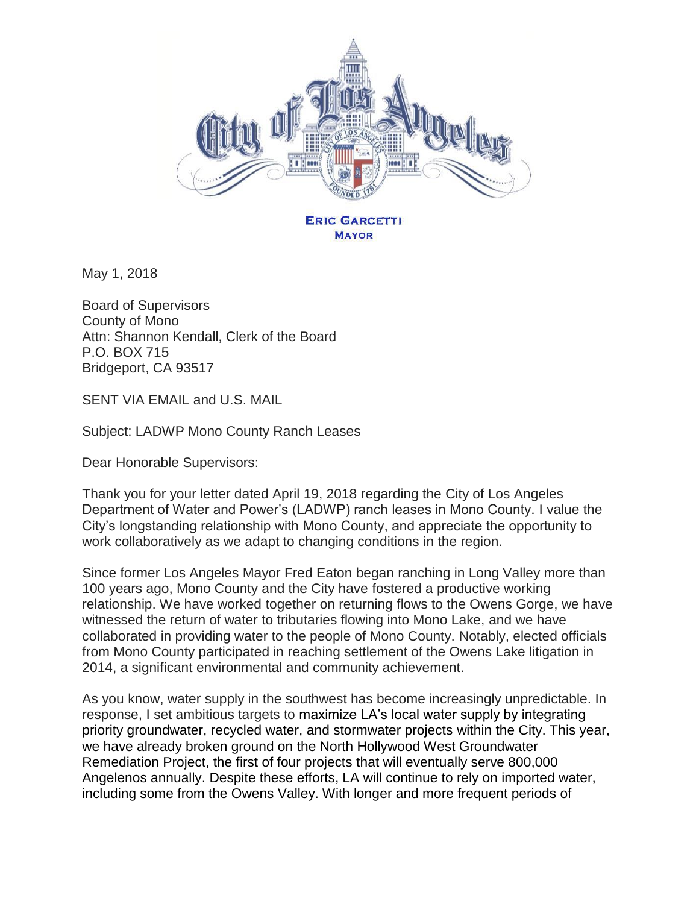**ERIC GARCETTI**
**MAYOR**

May 1, 2018

Board of Supervisors
County of Mono
Attn: Shannon Kendall, Clerk of the Board
P.O. BOX 715
Bridgeport, CA 93517

SENT VIA EMAIL and U.S. MAIL

Subject: LADWP Mono County Ranch Leases

Dear Honorable Supervisors:

Thank you for your letter dated April 19, 2018 regarding the City of Los Angeles Department of Water and Power's (LADWP) ranch leases in Mono County. I value the City's longstanding relationship with Mono County, and appreciate the opportunity to work collaboratively as we adapt to changing conditions in the region.

Since former Los Angeles Mayor Fred Eaton began ranching in Long Valley more than 100 years ago, Mono County and the City have fostered a productive working relationship. We have worked together on returning flows to the Owens Gorge, we have witnessed the return of water to tributaries flowing into Mono Lake, and we have collaborated in providing water to the people of Mono County. Notably, elected officials from Mono County participated in reaching settlement of the Owens Lake litigation in 2014, a significant environmental and community achievement.

As you know, water supply in the southwest has become increasingly unpredictable. In response, I set ambitious targets to maximize LA's local water supply by integrating priority groundwater, recycled water, and stormwater projects within the City. This year, we have already broken ground on the North Hollywood West Groundwater Remediation Project, the first of four projects that will eventually serve 800,000 Angelenos annually. Despite these efforts, LA will continue to rely on imported water, including some from the Owens Valley. With longer and more frequent periods of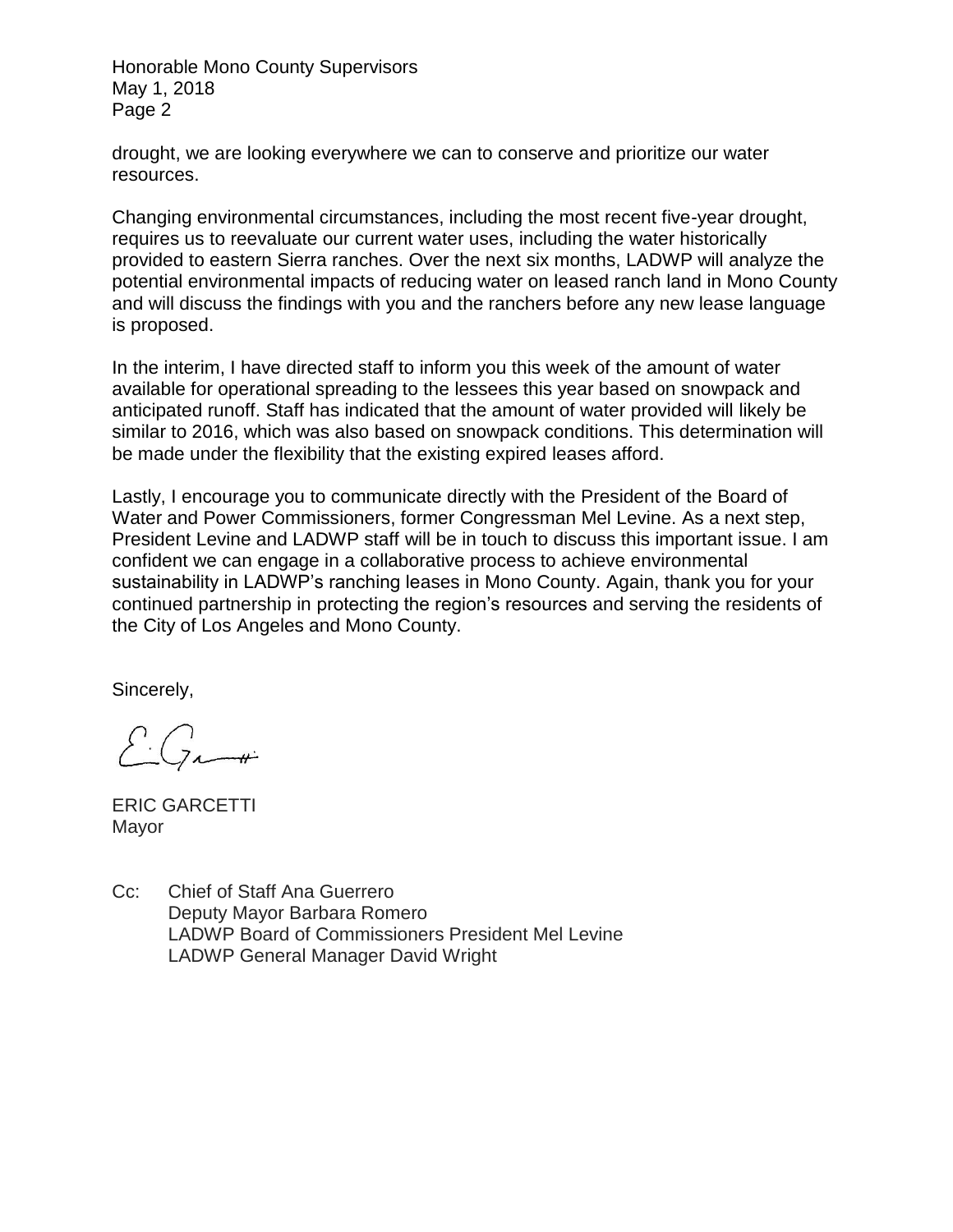drought, we are looking everywhere we can to conserve and prioritize our water resources.

Changing environmental circumstances, including the most recent five-year drought, requires us to reevaluate our current water uses, including the water historically provided to eastern Sierra ranches. Over the next six months, LADWP will analyze the potential environmental impacts of reducing water on leased ranch land in Mono County and will discuss the findings with you and the ranchers before any new lease language is proposed.

In the interim, I have directed staff to inform you this week of the amount of water available for operational spreading to the lessees this year based on snowpack and anticipated runoff. Staff has indicated that the amount of water provided will likely be similar to 2016, which was also based on snowpack conditions. This determination will be made under the flexibility that the existing expired leases afford.

Lastly, I encourage you to communicate directly with the President of the Board of Water and Power Commissioners, former Congressman Mel Levine. As a next step, President Levine and LADWP staff will be in touch to discuss this important issue. I am confident we can engage in a collaborative process to achieve environmental sustainability in LADWP's ranching leases in Mono County. Again, thank you for your continued partnership in protecting the region's resources and serving the residents of the City of Los Angeles and Mono County.

Sincerely,

ERIC GARCETTI
Mayor

Cc: Chief of Staff Ana Guerrero
Deputy Mayor Barbara Romero
LADWP Board of Commissioners President Mel Levine
LADWP General Manager David Wright